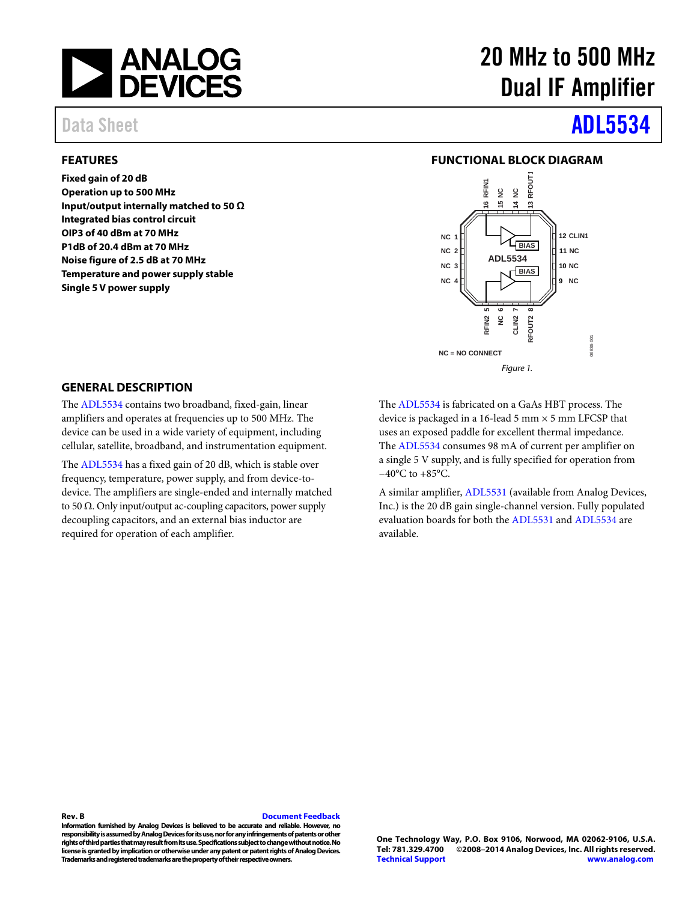# 20 MHz to 500 MHz Dual IF Amplifier

Data Sheet **ADL5534**

## FEATURES

- **Fixed gain of 20 dB**
- **Operation up to 500 MHz**
- **Input/output internally matched to 50 Ω**
- **Integrated bias control circuit**
- **OIP3 of 40 dBm at 70 MHz**
- **P1dB of 20.4 dBm at 70 MHz**
- **Noise figure of 2.5 dB at 70 MHz**
- **Temperature and power supply stable**
- **Single 5 V power supply**

## FUNCTIONAL BLOCK DIAGRAM

*Figure 1.*

## GENERAL DESCRIPTION

The ADL5534 contains two broadband, fixed-gain, linear amplifiers and operates at frequencies up to 500 MHz. The device can be used in a wide variety of equipment, including cellular, satellite, broadband, and instrumentation equipment.

The ADL5534 has a fixed gain of 20 dB, which is stable over frequency, temperature, power supply, and from device-to-device. The amplifiers are single-ended and internally matched to 50 Ω. Only input/output ac-coupling capacitors, power supply decoupling capacitors, and an external bias inductor are required for operation of each amplifier.

The ADL5534 is fabricated on a GaAs HBT process. The device is packaged in a 16-lead 5 mm × 5 mm LFCSP that uses an exposed paddle for excellent thermal impedance. The ADL5534 consumes 98 mA of current per amplifier on a single 5 V supply, and is fully specified for operation from −40°C to +85°C.

A similar amplifier, ADL5531 (available from Analog Devices, Inc.) is the 20 dB gain single-channel version. Fully populated evaluation boards for both the ADL5531 and ADL5534 are available.

**Rev. B** Document Feedback

Information furnished by Analog Devices is believed to be accurate and reliable. However, no responsibility is assumed by Analog Devices for its use, nor for any infringements of patents or other rights of third parties that may result from its use. Specifications subject to change without notice. No license is granted by implication or otherwise under any patent or patent rights of Analog Devices. Trademarks and registered trademarks are the property of their respective owners.

One Technology Way, P.O. Box 9106, Norwood, MA 02062-9106, U.S.A.
Tel: 781.329.4700 ©2008–2014 Analog Devices, Inc. All rights reserved.
Technical Support www.analog.com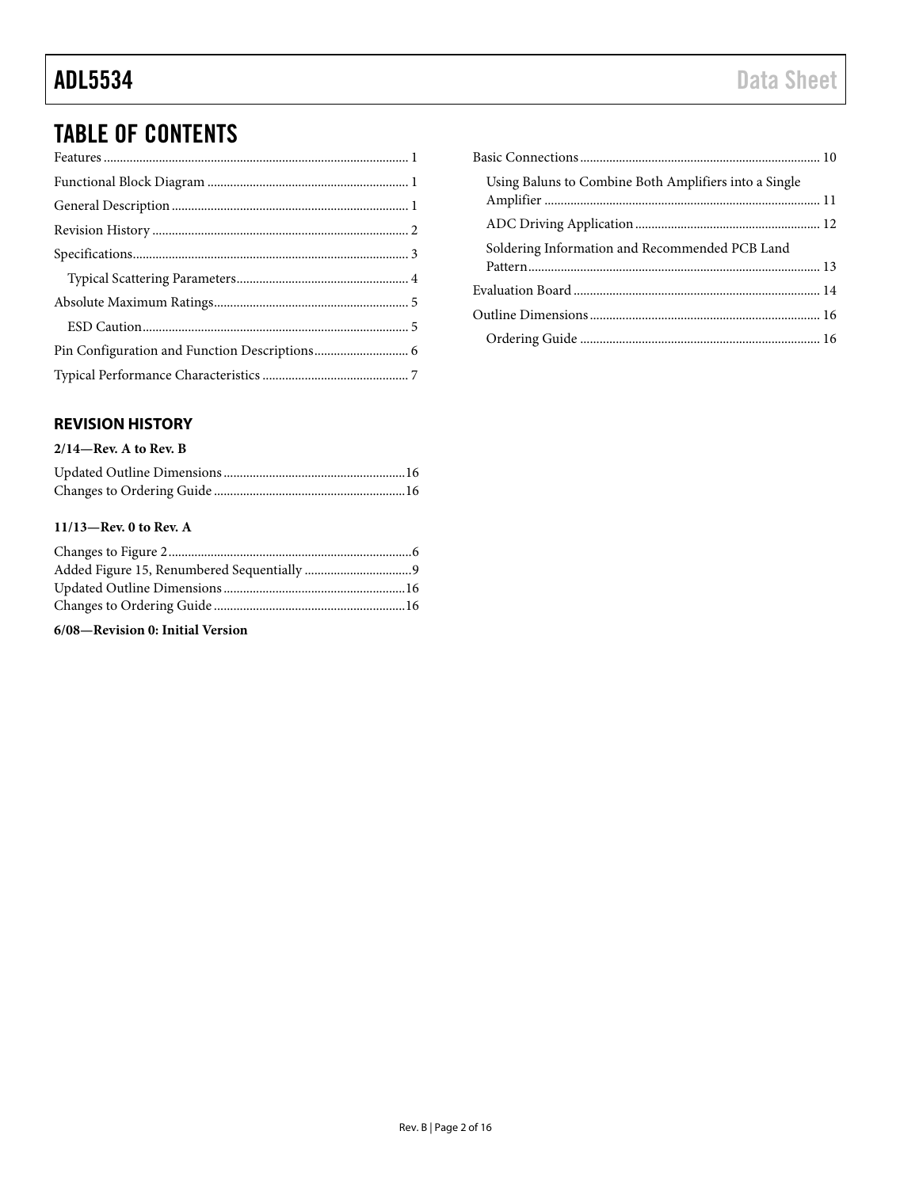# TABLE OF CONTENTS

Features .......................................................................................... 1
Functional Block Diagram ........................................................... 1
General Description ...................................................................... 1
Revision History ............................................................................ 2
Specifications.................................................................................. 3
  Typical Scattering Parameters.................................................... 4
Absolute Maximum Ratings.......................................................... 5
  ESD Caution................................................................................. 5
Pin Configuration and Function Descriptions............................ 6
Typical Performance Characteristics ............................................ 7
Basic Connections......................................................................... 10
  Using Baluns to Combine Both Amplifiers into a Single Amplifier .................................................................................... 11
  ADC Driving Application ........................................................ 12
  Soldering Information and Recommended PCB Land Pattern......................................................................................... 13
Evaluation Board .......................................................................... 14
Outline Dimensions...................................................................... 16
  Ordering Guide ......................................................................... 16

## REVISION HISTORY

**2/14—Rev. A to Rev. B**

Updated Outline Dimensions.......................................................16
Changes to Ordering Guide..........................................................16

**11/13—Rev. 0 to Rev. A**

Changes to Figure 2..........................................................................6
Added Figure 15, Renumbered Sequentially .................................9
Updated Outline Dimensions.......................................................16
Changes to Ordering Guide..........................................................16

**6/08—Revision 0: Initial Version**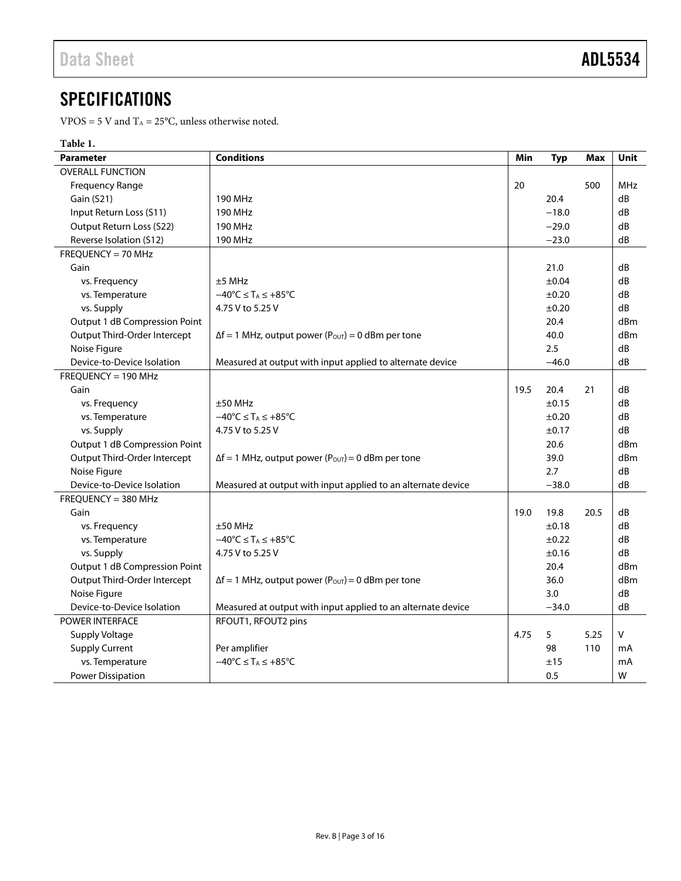## SPECIFICATIONS

VPOS = 5 V and $T_A$ = 25°C, unless otherwise noted.

**Table 1.**

| Parameter | Conditions | Min | Typ | Max | Unit |
|---|---|---|---|---|---|
| OVERALL FUNCTION | | | | | |
| Frequency Range | | 20 | | 500 | MHz |
| Gain (S21) | 190 MHz | | 20.4 | | dB |
| Input Return Loss (S11) | 190 MHz | | −18.0 | | dB |
| Output Return Loss (S22) | 190 MHz | | −29.0 | | dB |
| Reverse Isolation (S12) | 190 MHz | | −23.0 | | dB |
| FREQUENCY = 70 MHz | | | | | |
| Gain | | | 21.0 | | dB |
| vs. Frequency | ±5 MHz | | ±0.04 | | dB |
| vs. Temperature | $-40°C \leq T_A \leq +85°C$ | | ±0.20 | | dB |
| vs. Supply | 4.75 V to 5.25 V | | ±0.20 | | dB |
| Output 1 dB Compression Point | | | 20.4 | | dBm |
| Output Third-Order Intercept | Δf = 1 MHz, output power ($P_{OUT}$) = 0 dBm per tone | | 40.0 | | dBm |
| Noise Figure | | | 2.5 | | dB |
| Device-to-Device Isolation | Measured at output with input applied to alternate device | | −46.0 | | dB |
| FREQUENCY = 190 MHz | | | | | |
| Gain | | 19.5 | 20.4 | 21 | dB |
| vs. Frequency | ±50 MHz | | ±0.15 | | dB |
| vs. Temperature | $-40°C \leq T_A \leq +85°C$ | | ±0.20 | | dB |
| vs. Supply | 4.75 V to 5.25 V | | ±0.17 | | dB |
| Output 1 dB Compression Point | | | 20.6 | | dBm |
| Output Third-Order Intercept | Δf = 1 MHz, output power ($P_{OUT}$) = 0 dBm per tone | | 39.0 | | dBm |
| Noise Figure | | | 2.7 | | dB |
| Device-to-Device Isolation | Measured at output with input applied to an alternate device | | −38.0 | | dB |
| FREQUENCY = 380 MHz | | | | | |
| Gain | | 19.0 | 19.8 | 20.5 | dB |
| vs. Frequency | ±50 MHz | | ±0.18 | | dB |
| vs. Temperature | $-40°C \leq T_A \leq +85°C$ | | ±0.22 | | dB |
| vs. Supply | 4.75 V to 5.25 V | | ±0.16 | | dB |
| Output 1 dB Compression Point | | | 20.4 | | dBm |
| Output Third-Order Intercept | Δf = 1 MHz, output power ($P_{OUT}$) = 0 dBm per tone | | 36.0 | | dBm |
| Noise Figure | | | 3.0 | | dB |
| Device-to-Device Isolation | Measured at output with input applied to an alternate device | | −34.0 | | dB |
| POWER INTERFACE | RFOUT1, RFOUT2 pins | | | | |
| Supply Voltage | | 4.75 | 5 | 5.25 | V |
| Supply Current | Per amplifier | | 98 | 110 | mA |
| vs. Temperature | $-40°C \leq T_A \leq +85°C$ | | ±15 | | mA |
| Power Dissipation | | | 0.5 | | W |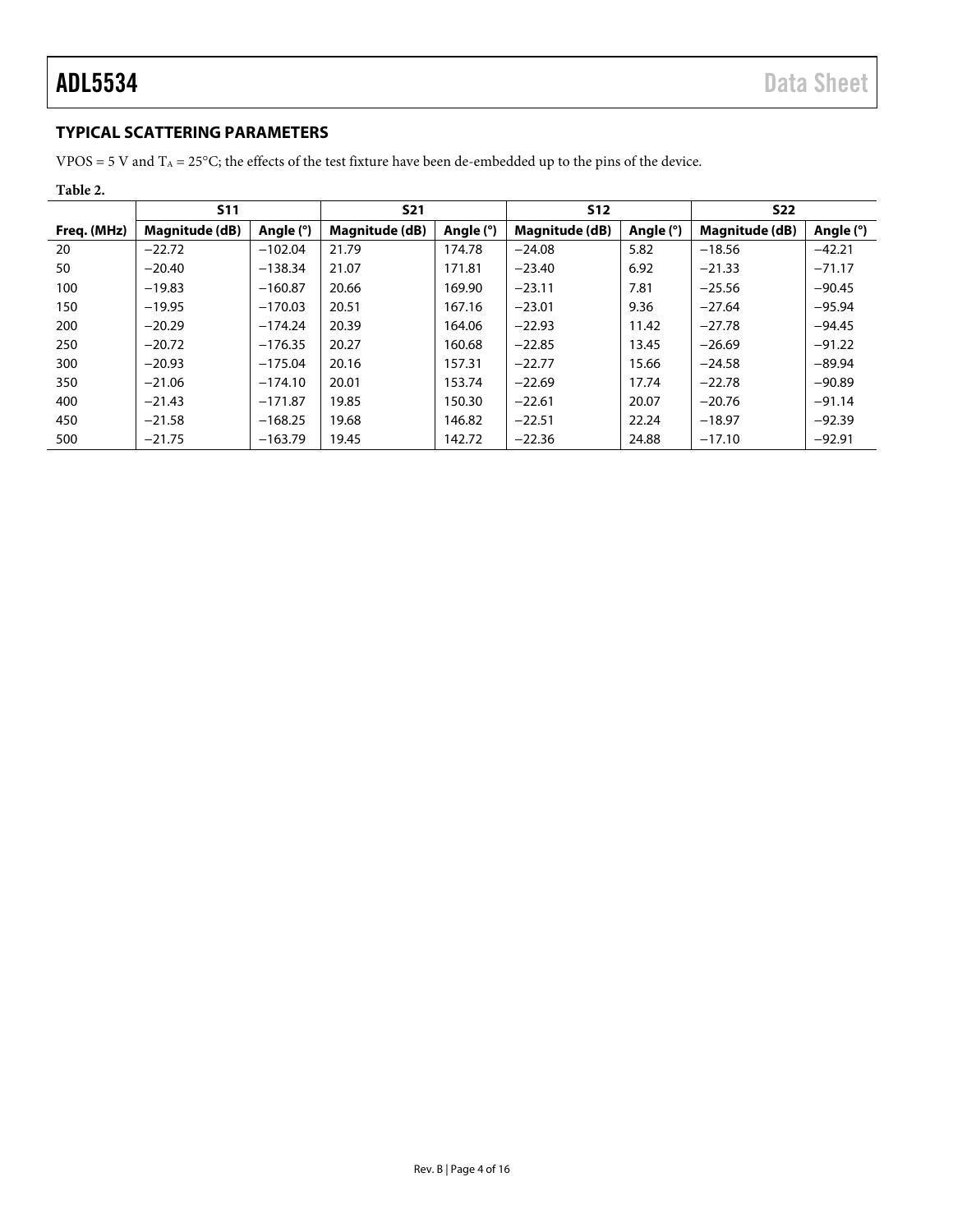## TYPICAL SCATTERING PARAMETERS

VPOS = 5 V and $T_A$ = 25°C; the effects of the test fixture have been de-embedded up to the pins of the device.

**Table 2.**

| | S11 | | S21 | | S12 | | S22 | |
|---|---|---|---|---|---|---|---|---|
| Freq. (MHz) | Magnitude (dB) | Angle (°) | Magnitude (dB) | Angle (°) | Magnitude (dB) | Angle (°) | Magnitude (dB) | Angle (°) |
| 20 | −22.72 | −102.04 | 21.79 | 174.78 | −24.08 | 5.82 | −18.56 | −42.21 |
| 50 | −20.40 | −138.34 | 21.07 | 171.81 | −23.40 | 6.92 | −21.33 | −71.17 |
| 100 | −19.83 | −160.87 | 20.66 | 169.90 | −23.11 | 7.81 | −25.56 | −90.45 |
| 150 | −19.95 | −170.03 | 20.51 | 167.16 | −23.01 | 9.36 | −27.64 | −95.94 |
| 200 | −20.29 | −174.24 | 20.39 | 164.06 | −22.93 | 11.42 | −27.78 | −94.45 |
| 250 | −20.72 | −176.35 | 20.27 | 160.68 | −22.85 | 13.45 | −26.69 | −91.22 |
| 300 | −20.93 | −175.04 | 20.16 | 157.31 | −22.77 | 15.66 | −24.58 | −89.94 |
| 350 | −21.06 | −174.10 | 20.01 | 153.74 | −22.69 | 17.74 | −22.78 | −90.89 |
| 400 | −21.43 | −171.87 | 19.85 | 150.30 | −22.61 | 20.07 | −20.76 | −91.14 |
| 450 | −21.58 | −168.25 | 19.68 | 146.82 | −22.51 | 22.24 | −18.97 | −92.39 |
| 500 | −21.75 | −163.79 | 19.45 | 142.72 | −22.36 | 24.88 | −17.10 | −92.91 |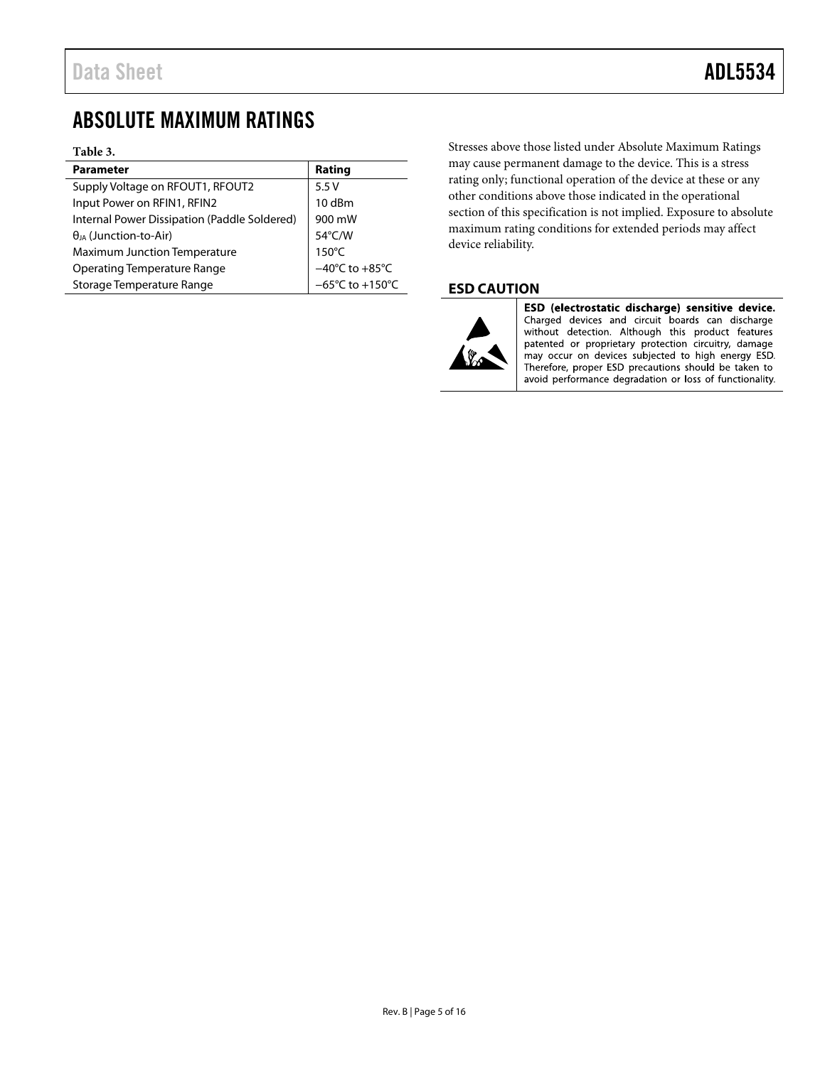## ABSOLUTE MAXIMUM RATINGS

**Table 3.**

| Parameter | Rating |
|---|---|
| Supply Voltage on RFOUT1, RFOUT2 | 5.5 V |
| Input Power on RFIN1, RFIN2 | 10 dBm |
| Internal Power Dissipation (Paddle Soldered) | 900 mW |
| $\theta_{JA}$ (Junction-to-Air) | 54°C/W |
| Maximum Junction Temperature | 150°C |
| Operating Temperature Range | −40°C to +85°C |
| Storage Temperature Range | −65°C to +150°C |

Stresses above those listed under Absolute Maximum Ratings may cause permanent damage to the device. This is a stress rating only; functional operation of the device at these or any other conditions above those indicated in the operational section of this specification is not implied. Exposure to absolute maximum rating conditions for extended periods may affect device reliability.

### ESD CAUTION

**ESD (electrostatic discharge) sensitive device.** Charged devices and circuit boards can discharge without detection. Although this product features patented or proprietary protection circuitry, damage may occur on devices subjected to high energy ESD. Therefore, proper ESD precautions should be taken to avoid performance degradation or loss of functionality.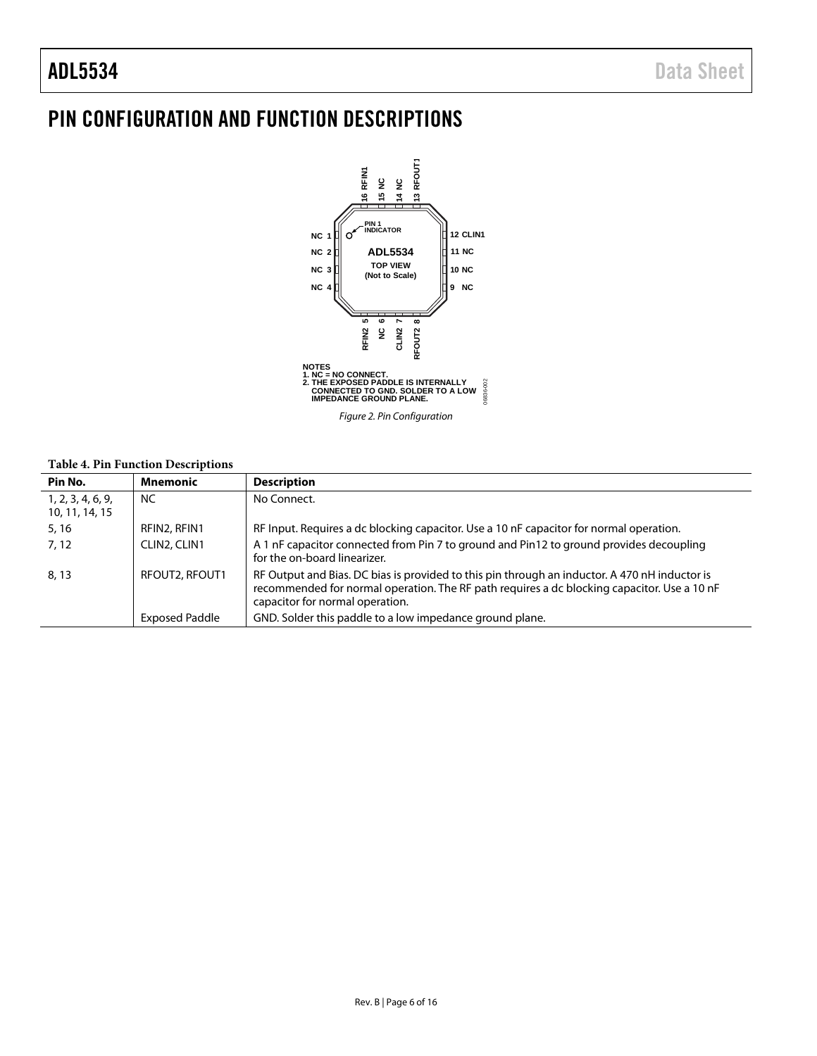# PIN CONFIGURATION AND FUNCTION DESCRIPTIONS

NOTES
1. NC = NO CONNECT.
2. THE EXPOSED PADDLE IS INTERNALLY CONNECTED TO GND. SOLDER TO A LOW IMPEDANCE GROUND PLANE.

*Figure 2. Pin Configuration*

**Table 4. Pin Function Descriptions**

| Pin No. | Mnemonic | Description |
|---|---|---|
| 1, 2, 3, 4, 6, 9, 10, 11, 14, 15 | NC | No Connect. |
| 5, 16 | RFIN2, RFIN1 | RF Input. Requires a dc blocking capacitor. Use a 10 nF capacitor for normal operation. |
| 7, 12 | CLIN2, CLIN1 | A 1 nF capacitor connected from Pin 7 to ground and Pin12 to ground provides decoupling for the on-board linearizer. |
| 8, 13 | RFOUT2, RFOUT1 | RF Output and Bias. DC bias is provided to this pin through an inductor. A 470 nH inductor is recommended for normal operation. The RF path requires a dc blocking capacitor. Use a 10 nF capacitor for normal operation. |
| | Exposed Paddle | GND. Solder this paddle to a low impedance ground plane. |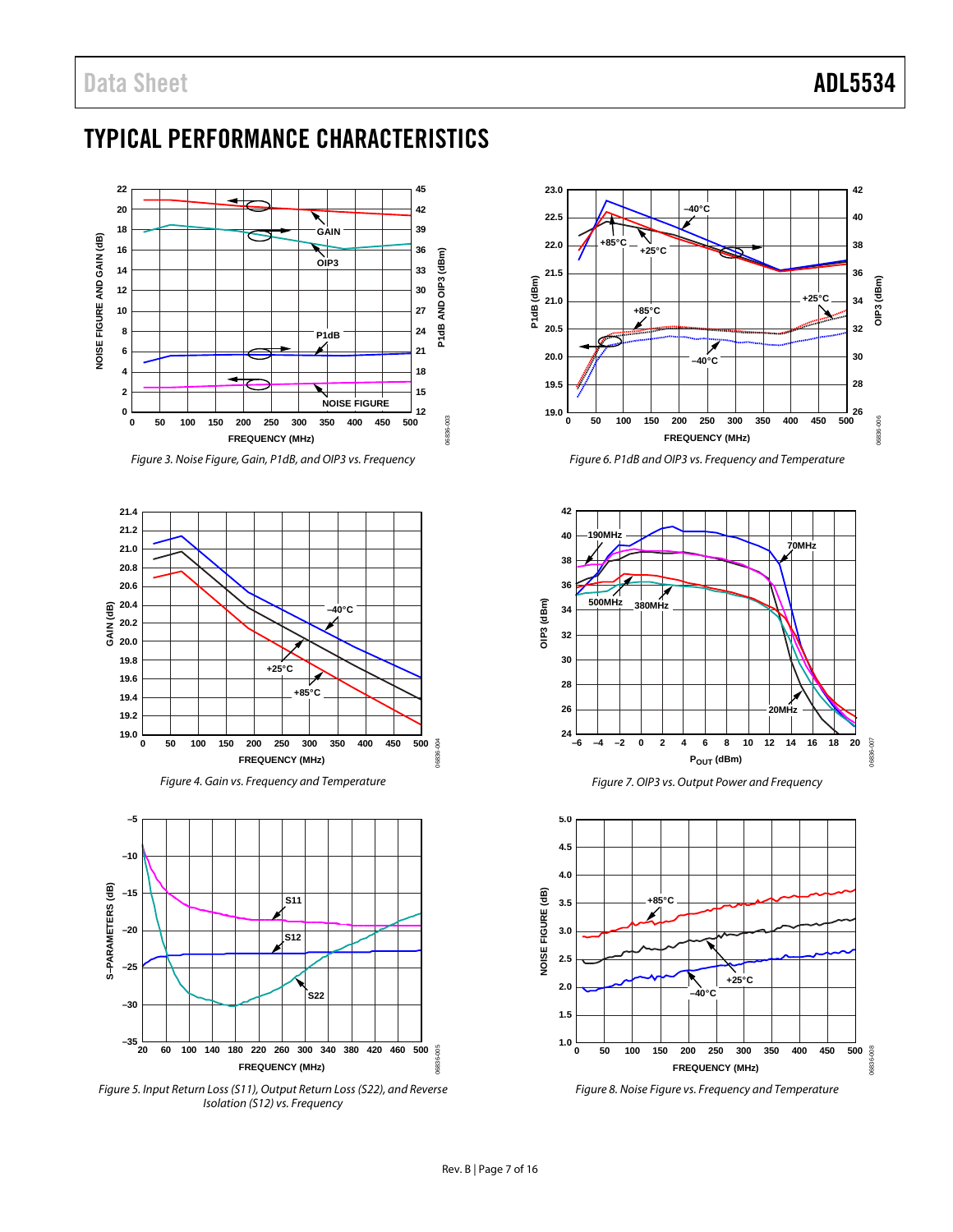## TYPICAL PERFORMANCE CHARACTERISTICS

Figure 3. Noise Figure, Gain, P1dB, and OIP3 vs. Frequency

Figure 4. Gain vs. Frequency and Temperature

Figure 5. Input Return Loss (S11), Output Return Loss (S22), and Reverse Isolation (S12) vs. Frequency

Figure 6. P1dB and OIP3 vs. Frequency and Temperature

Figure 7. OIP3 vs. Output Power and Frequency

Figure 8. Noise Figure vs. Frequency and Temperature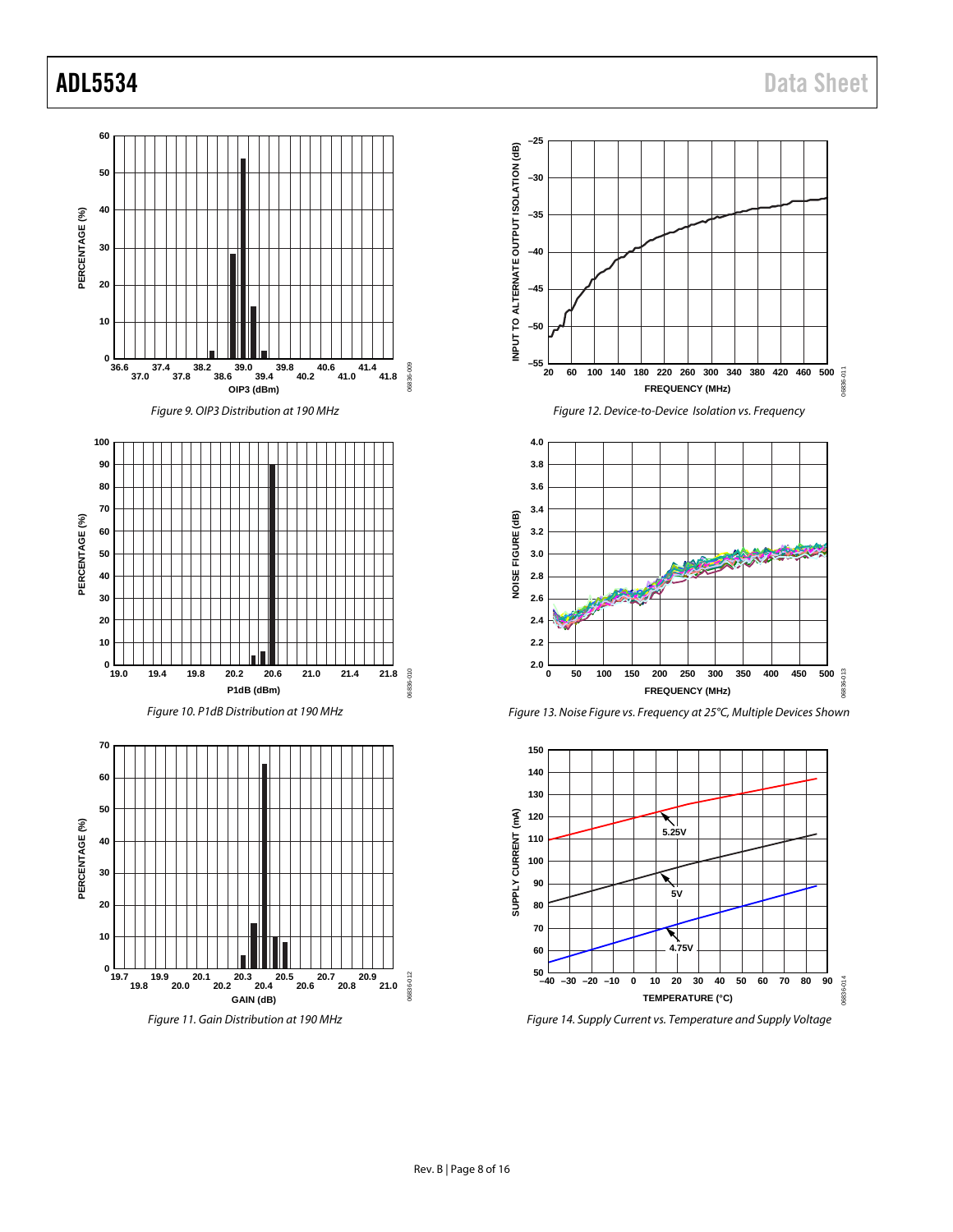Figure 9. OIP3 Distribution at 190 MHz

Figure 10. P1dB Distribution at 190 MHz

Figure 11. Gain Distribution at 190 MHz

Figure 12. Device-to-Device Isolation vs. Frequency

Figure 13. Noise Figure vs. Frequency at 25°C, Multiple Devices Shown

Figure 14. Supply Current vs. Temperature and Supply Voltage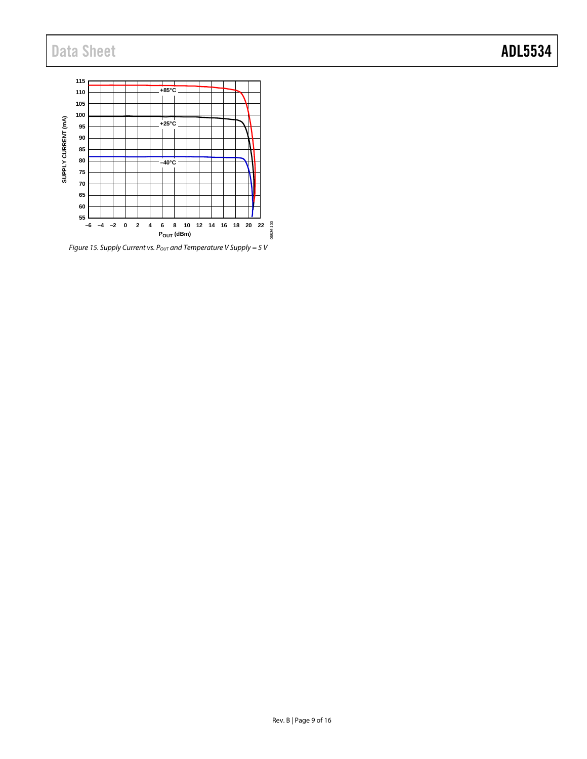Figure 15. Supply Current vs. $P_{OUT}$ and Temperature V Supply = 5 V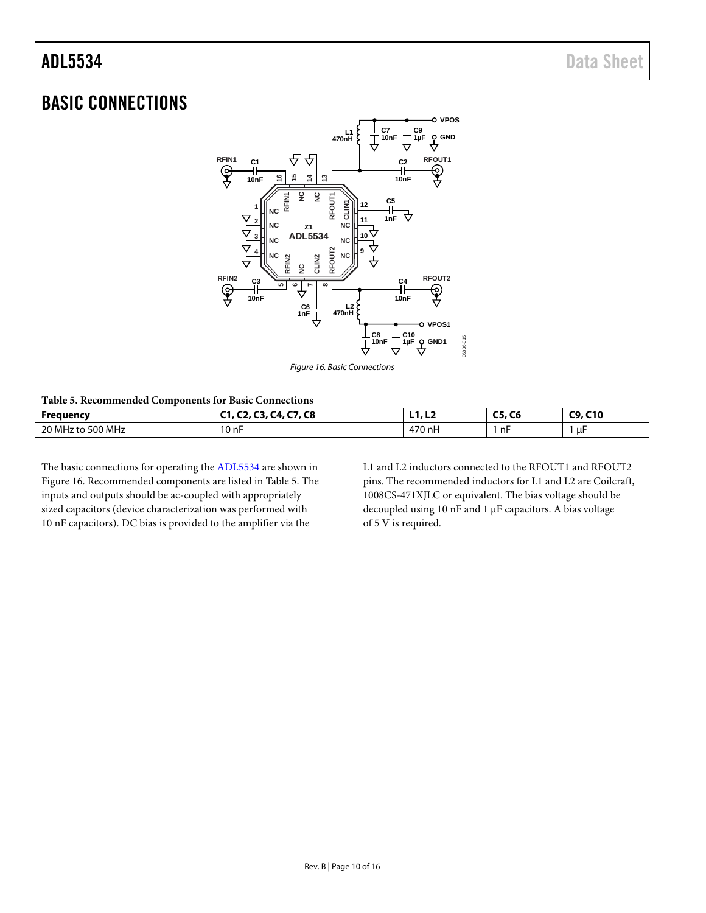## BASIC CONNECTIONS

Figure 16. Basic Connections

**Table 5. Recommended Components for Basic Connections**

| Frequency | C1, C2, C3, C4, C7, C8 | L1, L2 | C5, C6 | C9, C10 |
|---|---|---|---|---|
| 20 MHz to 500 MHz | 10 nF | 470 nH | 1 nF | 1 μF |

The basic connections for operating the ADL5534 are shown in Figure 16. Recommended components are listed in Table 5. The inputs and outputs should be ac-coupled with appropriately sized capacitors (device characterization was performed with 10 nF capacitors). DC bias is provided to the amplifier via the L1 and L2 inductors connected to the RFOUT1 and RFOUT2 pins. The recommended inductors for L1 and L2 are Coilcraft, 1008CS-471XJLC or equivalent. The bias voltage should be decoupled using 10 nF and 1 μF capacitors. A bias voltage of 5 V is required.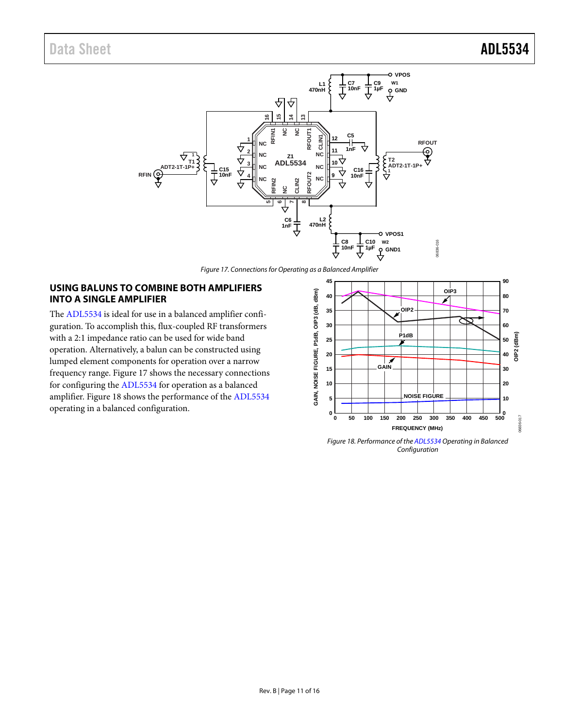Figure 17. Connections for Operating as a Balanced Amplifier

## USING BALUNS TO COMBINE BOTH AMPLIFIERS INTO A SINGLE AMPLIFIER

The ADL5534 is ideal for use in a balanced amplifier configuration. To accomplish this, flux-coupled RF transformers with a 2:1 impedance ratio can be used for wide band operation. Alternatively, a balun can be constructed using lumped element components for operation over a narrow frequency range. Figure 17 shows the necessary connections for configuring the ADL5534 for operation as a balanced amplifier. Figure 18 shows the performance of the ADL5534 operating in a balanced configuration.

Figure 18. Performance of the ADL5534 Operating in Balanced Configuration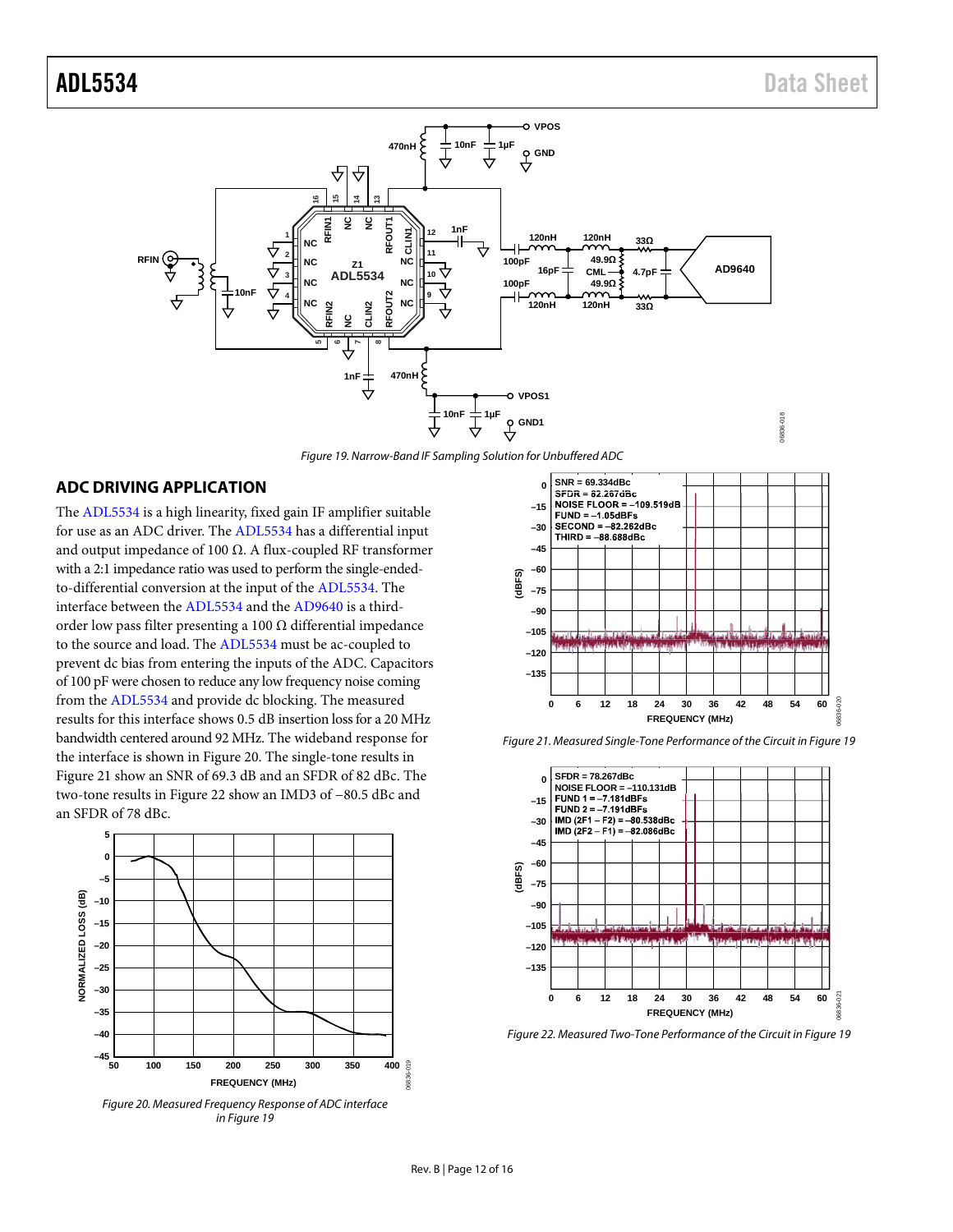Figure 19. Narrow-Band IF Sampling Solution for Unbuffered ADC

## ADC DRIVING APPLICATION

The ADL5534 is a high linearity, fixed gain IF amplifier suitable for use as an ADC driver. The ADL5534 has a differential input and output impedance of 100 Ω. A flux-coupled RF transformer with a 2:1 impedance ratio was used to perform the single-ended-to-differential conversion at the input of the ADL5534. The interface between the ADL5534 and the AD9640 is a third-order low pass filter presenting a 100 Ω differential impedance to the source and load. The ADL5534 must be ac-coupled to prevent dc bias from entering the inputs of the ADC. Capacitors of 100 pF were chosen to reduce any low frequency noise coming from the ADL5534 and provide dc blocking. The measured results for this interface shows 0.5 dB insertion loss for a 20 MHz bandwidth centered around 92 MHz. The wideband response for the interface is shown in Figure 20. The single-tone results in Figure 21 show an SNR of 69.3 dB and an SFDR of 82 dBc. The two-tone results in Figure 22 show an IMD3 of −80.5 dBc and an SFDR of 78 dBc.

Figure 20. Measured Frequency Response of ADC interface in Figure 19

Figure 21. Measured Single-Tone Performance of the Circuit in Figure 19

Figure 22. Measured Two-Tone Performance of the Circuit in Figure 19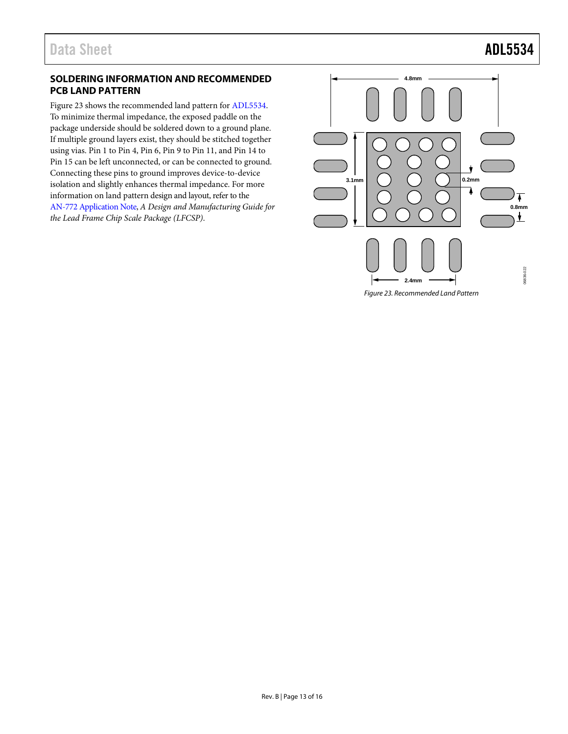## SOLDERING INFORMATION AND RECOMMENDED PCB LAND PATTERN

Figure 23 shows the recommended land pattern for ADL5534. To minimize thermal impedance, the exposed paddle on the package underside should be soldered down to a ground plane. If multiple ground layers exist, they should be stitched together using vias. Pin 1 to Pin 4, Pin 6, Pin 9 to Pin 11, and Pin 14 to Pin 15 can be left unconnected, or can be connected to ground. Connecting these pins to ground improves device-to-device isolation and slightly enhances thermal impedance. For more information on land pattern design and layout, refer to the AN-772 Application Note, *A Design and Manufacturing Guide for the Lead Frame Chip Scale Package (LFCSP)*.

*Figure 23. Recommended Land Pattern*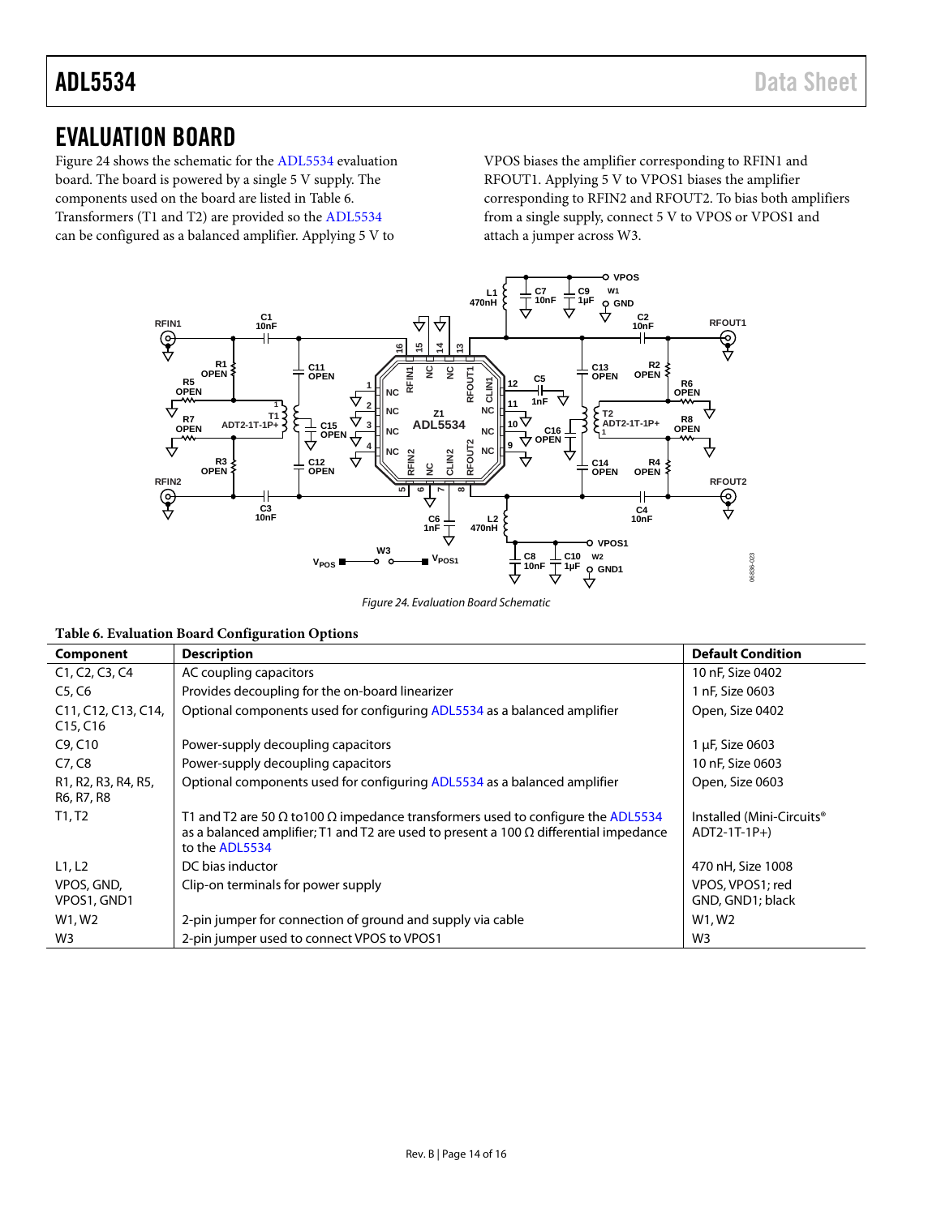## EVALUATION BOARD

Figure 24 shows the schematic for the ADL5534 evaluation board. The board is powered by a single 5 V supply. The components used on the board are listed in Table 6. Transformers (T1 and T2) are provided so the ADL5534 can be configured as a balanced amplifier. Applying 5 V to VPOS biases the amplifier corresponding to RFIN1 and RFOUT1. Applying 5 V to VPOS1 biases the amplifier corresponding to RFIN2 and RFOUT2. To bias both amplifiers from a single supply, connect 5 V to VPOS or VPOS1 and attach a jumper across W3.

*Figure 24. Evaluation Board Schematic*

**Table 6. Evaluation Board Configuration Options**

| Component | Description | Default Condition |
|---|---|---|
| C1, C2, C3, C4 | AC coupling capacitors | 10 nF, Size 0402 |
| C5, C6 | Provides decoupling for the on-board linearizer | 1 nF, Size 0603 |
| C11, C12, C13, C14, C15, C16 | Optional components used for configuring ADL5534 as a balanced amplifier | Open, Size 0402 |
| C9, C10 | Power-supply decoupling capacitors | 1 µF, Size 0603 |
| C7, C8 | Power-supply decoupling capacitors | 10 nF, Size 0603 |
| R1, R2, R3, R4, R5, R6, R7, R8 | Optional components used for configuring ADL5534 as a balanced amplifier | Open, Size 0603 |
| T1, T2 | T1 and T2 are 50 Ω to100 Ω impedance transformers used to configure the ADL5534 as a balanced amplifier; T1 and T2 are used to present a 100 Ω differential impedance to the ADL5534 | Installed (Mini-Circuits® ADT2-1T-1P+) |
| L1, L2 | DC bias inductor | 470 nH, Size 1008 |
| VPOS, GND, VPOS1, GND1 | Clip-on terminals for power supply | VPOS, VPOS1; red GND, GND1; black |
| W1, W2 | 2-pin jumper for connection of ground and supply via cable | W1, W2 |
| W3 | 2-pin jumper used to connect VPOS to VPOS1 | W3 |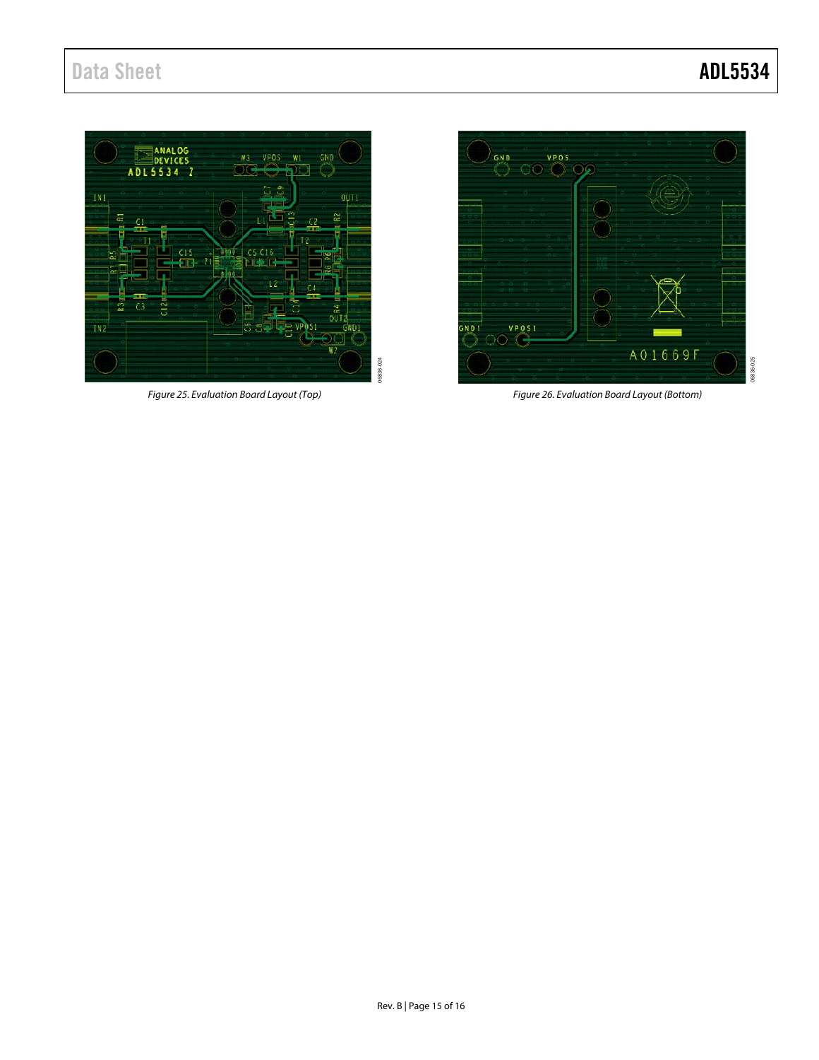Figure 25. Evaluation Board Layout (Top)

Figure 26. Evaluation Board Layout (Bottom)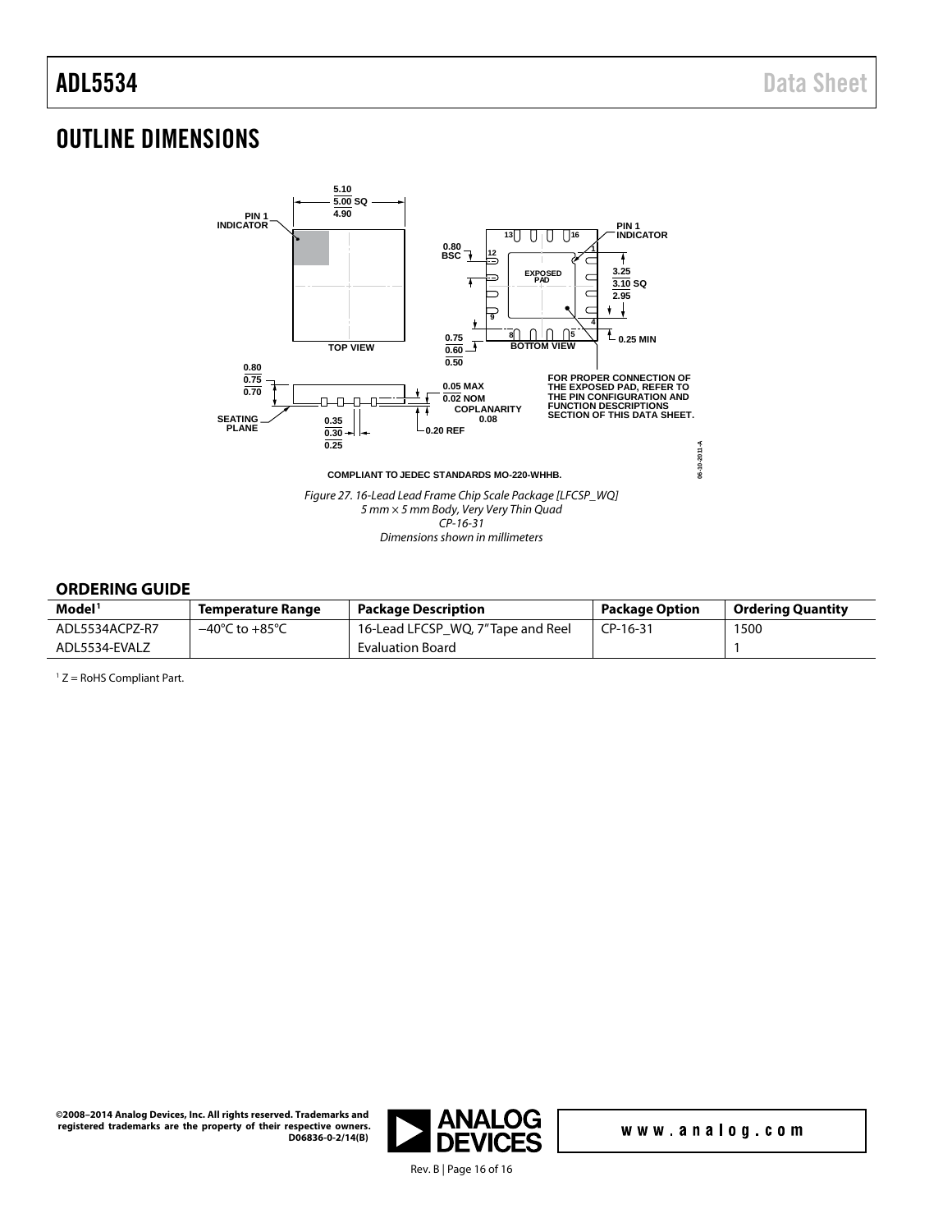## OUTLINE DIMENSIONS

5.10
5.00 SQ
4.90
PIN 1 INDICATOR
TOP VIEW
0.80
0.75
0.70
SEATING PLANE
0.35
0.30
0.25
0.05 MAX
0.02 NOM
COPLANARITY 0.08
0.20 REF
0.80 BSC
13
16
PIN 1 INDICATOR
1
12
EXPOSED PAD
3.25
3.10 SQ
2.95
9
4
8
5
0.75
0.60
0.50
BOTTOM VIEW
0.25 MIN
FOR PROPER CONNECTION OF THE EXPOSED PAD, REFER TO THE PIN CONFIGURATION AND FUNCTION DESCRIPTIONS SECTION OF THIS DATA SHEET.
COMPLIANT TO JEDEC STANDARDS MO-220-WHHB.
06-10-2011-A

*Figure 27. 16-Lead Lead Frame Chip Scale Package [LFCSP_WQ]*
*5 mm × 5 mm Body, Very Very Thin Quad*
*CP-16-31*
*Dimensions shown in millimeters*

### ORDERING GUIDE

| Model[1] | Temperature Range | Package Description | Package Option | Ordering Quantity |
|---|---|---|---|---|
| ADL5534ACPZ-R7 | −40°C to +85°C | 16-Lead LFCSP_WQ, 7" Tape and Reel | CP-16-31 | 1500 |
| ADL5534-EVALZ | | Evaluation Board | | 1 |

[1] Z = RoHS Compliant Part.

©2008–2014 Analog Devices, Inc. All rights reserved. Trademarks and registered trademarks are the property of their respective owners.
D06836-0-2/14(B)

www.analog.com